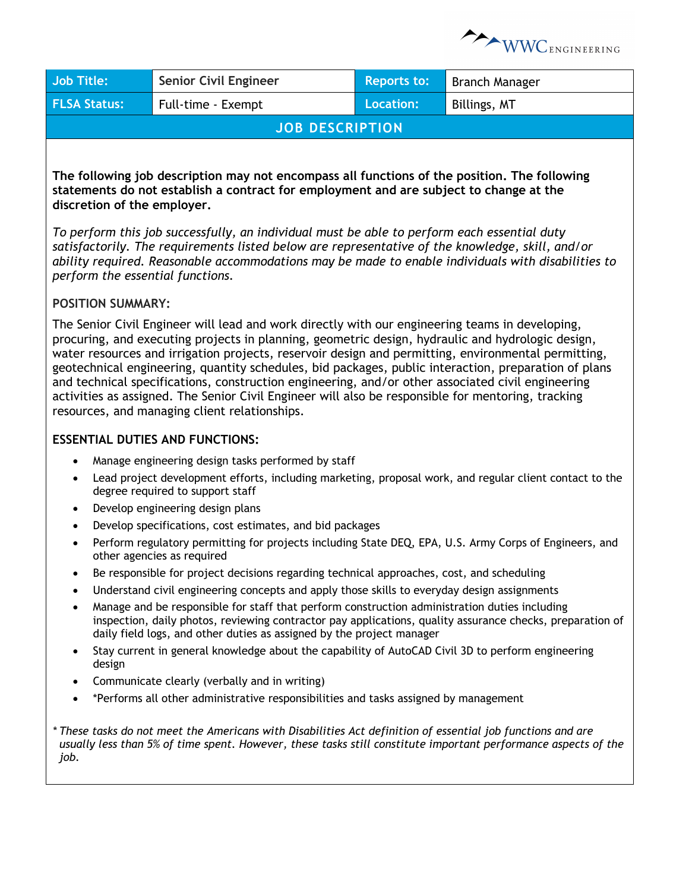WWC ENGINEERING

| Job Title: | Senior Civil Engineer | Reports to: | Branch Manager |
|---|---|---|---|
| FLSA Status: | Full-time - Exempt | Location: | Billings, MT |

## JOB DESCRIPTION

**The following job description may not encompass all functions of the position. The following statements do not establish a contract for employment and are subject to change at the discretion of the employer.**

*To perform this job successfully, an individual must be able to perform each essential duty satisfactorily. The requirements listed below are representative of the knowledge, skill, and/or ability required. Reasonable accommodations may be made to enable individuals with disabilities to perform the essential functions.*

### POSITION SUMMARY:

The Senior Civil Engineer will lead and work directly with our engineering teams in developing, procuring, and executing projects in planning, geometric design, hydraulic and hydrologic design, water resources and irrigation projects, reservoir design and permitting, environmental permitting, geotechnical engineering, quantity schedules, bid packages, public interaction, preparation of plans and technical specifications, construction engineering, and/or other associated civil engineering activities as assigned. The Senior Civil Engineer will also be responsible for mentoring, tracking resources, and managing client relationships.

### ESSENTIAL DUTIES AND FUNCTIONS:

- Manage engineering design tasks performed by staff
- Lead project development efforts, including marketing, proposal work, and regular client contact to the degree required to support staff
- Develop engineering design plans
- Develop specifications, cost estimates, and bid packages
- Perform regulatory permitting for projects including State DEQ, EPA, U.S. Army Corps of Engineers, and other agencies as required
- Be responsible for project decisions regarding technical approaches, cost, and scheduling
- Understand civil engineering concepts and apply those skills to everyday design assignments
- Manage and be responsible for staff that perform construction administration duties including inspection, daily photos, reviewing contractor pay applications, quality assurance checks, preparation of daily field logs, and other duties as assigned by the project manager
- Stay current in general knowledge about the capability of AutoCAD Civil 3D to perform engineering design
- Communicate clearly (verbally and in writing)
- *Performs all other administrative responsibilities and tasks assigned by management

*\* These tasks do not meet the Americans with Disabilities Act definition of essential job functions and are usually less than 5% of time spent. However, these tasks still constitute important performance aspects of the job.*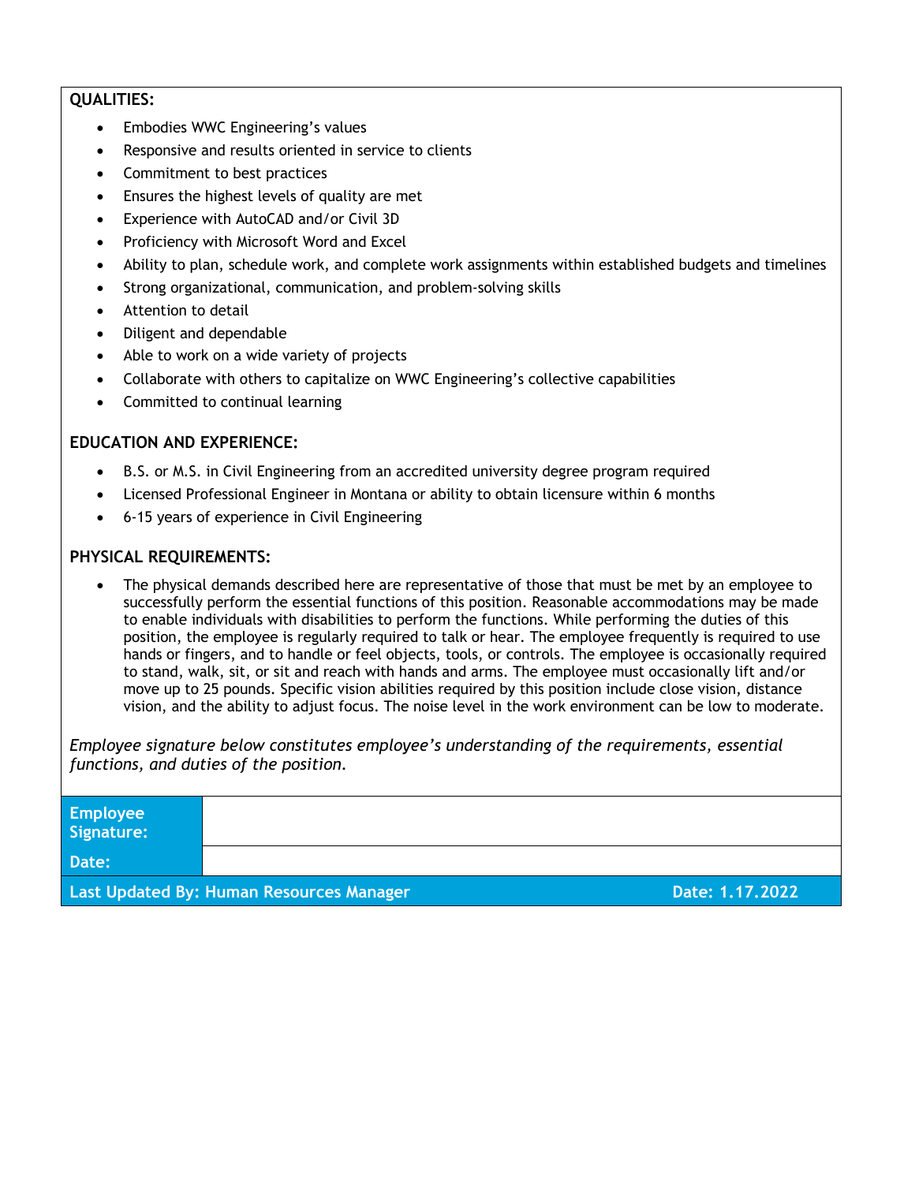**QUALITIES:**

- Embodies WWC Engineering's values
- Responsive and results oriented in service to clients
- Commitment to best practices
- Ensures the highest levels of quality are met
- Experience with AutoCAD and/or Civil 3D
- Proficiency with Microsoft Word and Excel
- Ability to plan, schedule work, and complete work assignments within established budgets and timelines
- Strong organizational, communication, and problem-solving skills
- Attention to detail
- Diligent and dependable
- Able to work on a wide variety of projects
- Collaborate with others to capitalize on WWC Engineering's collective capabilities
- Committed to continual learning

**EDUCATION AND EXPERIENCE:**

- B.S. or M.S. in Civil Engineering from an accredited university degree program required
- Licensed Professional Engineer in Montana or ability to obtain licensure within 6 months
- 6-15 years of experience in Civil Engineering

**PHYSICAL REQUIREMENTS:**

- The physical demands described here are representative of those that must be met by an employee to successfully perform the essential functions of this position. Reasonable accommodations may be made to enable individuals with disabilities to perform the functions. While performing the duties of this position, the employee is regularly required to talk or hear. The employee frequently is required to use hands or fingers, and to handle or feel objects, tools, or controls. The employee is occasionally required to stand, walk, sit, or sit and reach with hands and arms. The employee must occasionally lift and/or move up to 25 pounds. Specific vision abilities required by this position include close vision, distance vision, and the ability to adjust focus. The noise level in the work environment can be low to moderate.

*Employee signature below constitutes employee's understanding of the requirements, essential functions, and duties of the position.*

| | |
|---|---|
| **Employee Signature:** | |
| **Date:** | |
| **Last Updated By: Human Resources Manager** | **Date: 1.17.2022** |